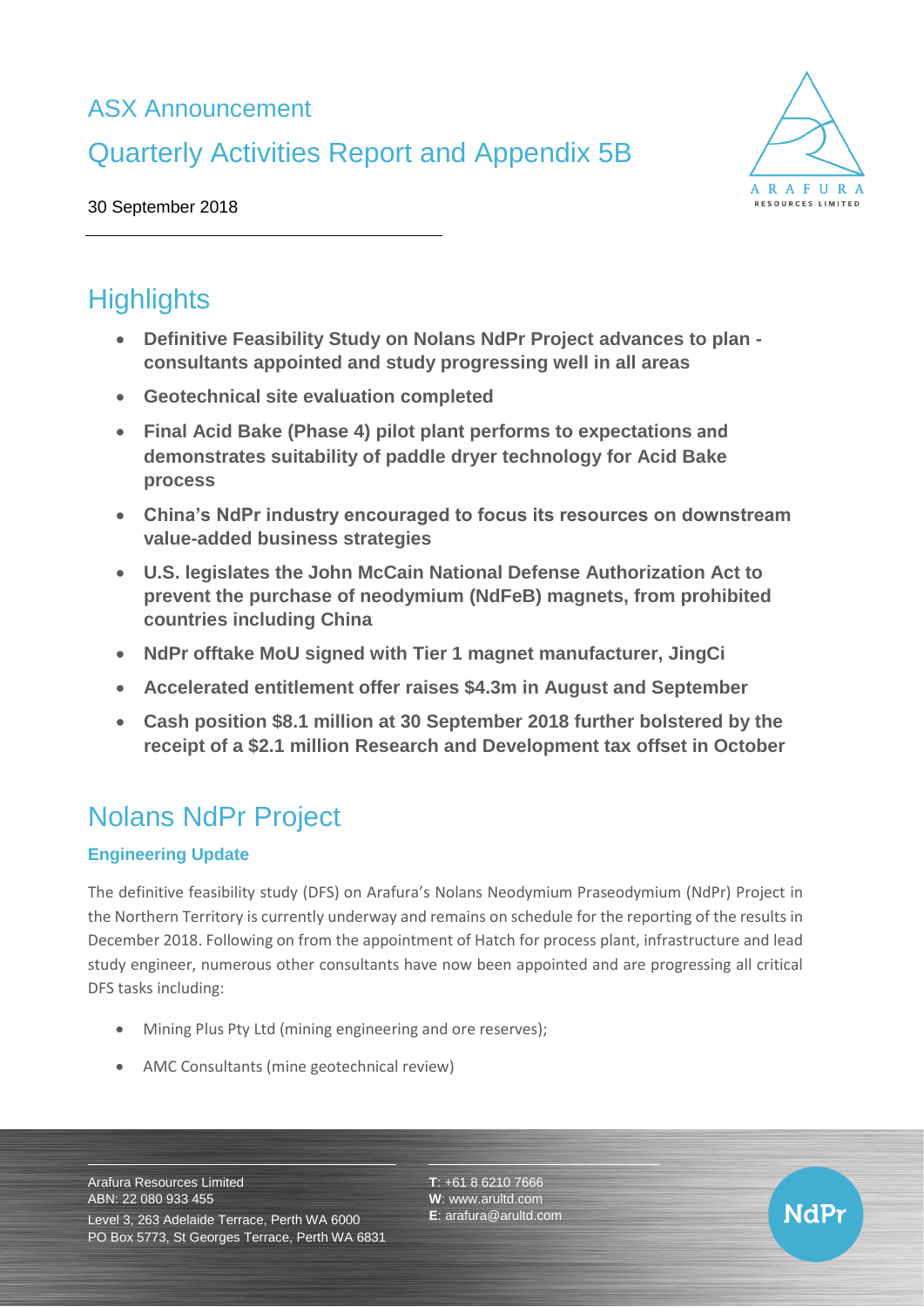# ASX Announcement

# Quarterly Activities Report and Appendix 5B

30 September 2018

## Highlights

- **Definitive Feasibility Study on Nolans NdPr Project advances to plan - consultants appointed and study progressing well in all areas**
- **Geotechnical site evaluation completed**
- **Final Acid Bake (Phase 4) pilot plant performs to expectations and demonstrates suitability of paddle dryer technology for Acid Bake process**
- **China's NdPr industry encouraged to focus its resources on downstream value-added business strategies**
- **U.S. legislates the John McCain National Defense Authorization Act to prevent the purchase of neodymium (NdFeB) magnets, from prohibited countries including China**
- **NdPr offtake MoU signed with Tier 1 magnet manufacturer, JingCi**
- **Accelerated entitlement offer raises $4.3m in August and September**
- **Cash position $8.1 million at 30 September 2018 further bolstered by the receipt of a $2.1 million Research and Development tax offset in October**

## Nolans NdPr Project

### Engineering Update

The definitive feasibility study (DFS) on Arafura's Nolans Neodymium Praseodymium (NdPr) Project in the Northern Territory is currently underway and remains on schedule for the reporting of the results in December 2018. Following on from the appointment of Hatch for process plant, infrastructure and lead study engineer, numerous other consultants have now been appointed and are progressing all critical DFS tasks including:

- Mining Plus Pty Ltd (mining engineering and ore reserves);
- AMC Consultants (mine geotechnical review)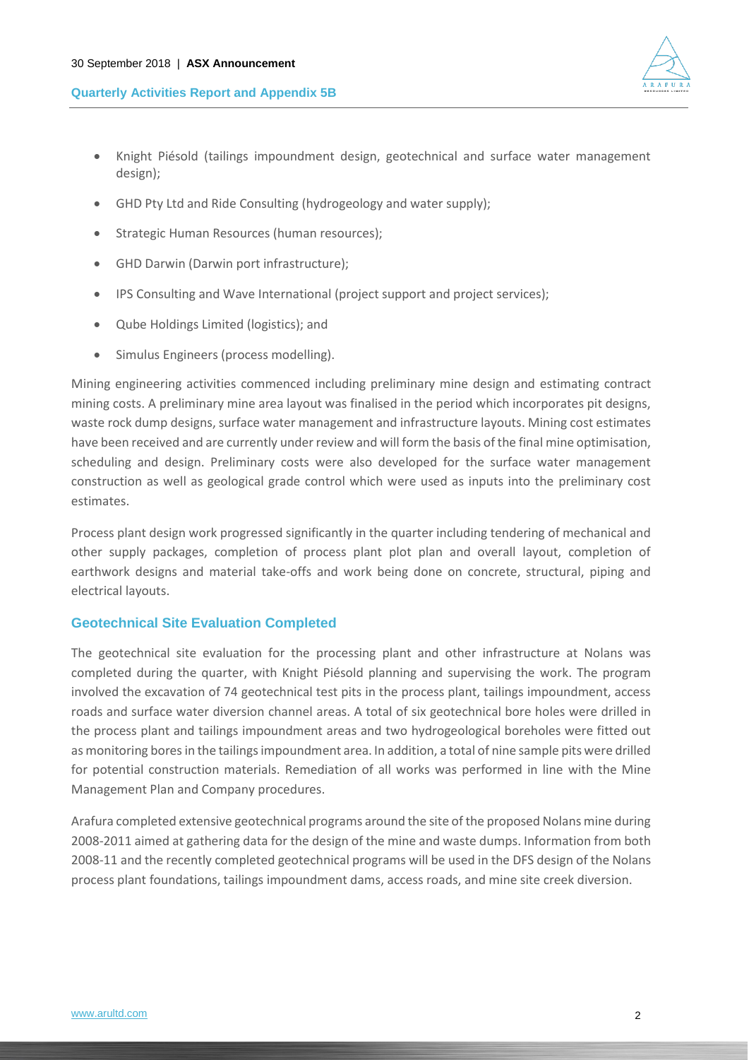- Knight Piésold (tailings impoundment design, geotechnical and surface water management design);
- GHD Pty Ltd and Ride Consulting (hydrogeology and water supply);
- Strategic Human Resources (human resources);
- GHD Darwin (Darwin port infrastructure);
- IPS Consulting and Wave International (project support and project services);
- Qube Holdings Limited (logistics); and
- Simulus Engineers (process modelling).

Mining engineering activities commenced including preliminary mine design and estimating contract mining costs. A preliminary mine area layout was finalised in the period which incorporates pit designs, waste rock dump designs, surface water management and infrastructure layouts. Mining cost estimates have been received and are currently under review and will form the basis of the final mine optimisation, scheduling and design. Preliminary costs were also developed for the surface water management construction as well as geological grade control which were used as inputs into the preliminary cost estimates.

Process plant design work progressed significantly in the quarter including tendering of mechanical and other supply packages, completion of process plant plot plan and overall layout, completion of earthwork designs and material take-offs and work being done on concrete, structural, piping and electrical layouts.

## Geotechnical Site Evaluation Completed

The geotechnical site evaluation for the processing plant and other infrastructure at Nolans was completed during the quarter, with Knight Piésold planning and supervising the work. The program involved the excavation of 74 geotechnical test pits in the process plant, tailings impoundment, access roads and surface water diversion channel areas. A total of six geotechnical bore holes were drilled in the process plant and tailings impoundment areas and two hydrogeological boreholes were fitted out as monitoring bores in the tailings impoundment area. In addition, a total of nine sample pits were drilled for potential construction materials. Remediation of all works was performed in line with the Mine Management Plan and Company procedures.

Arafura completed extensive geotechnical programs around the site of the proposed Nolans mine during 2008-2011 aimed at gathering data for the design of the mine and waste dumps. Information from both 2008-11 and the recently completed geotechnical programs will be used in the DFS design of the Nolans process plant foundations, tailings impoundment dams, access roads, and mine site creek diversion.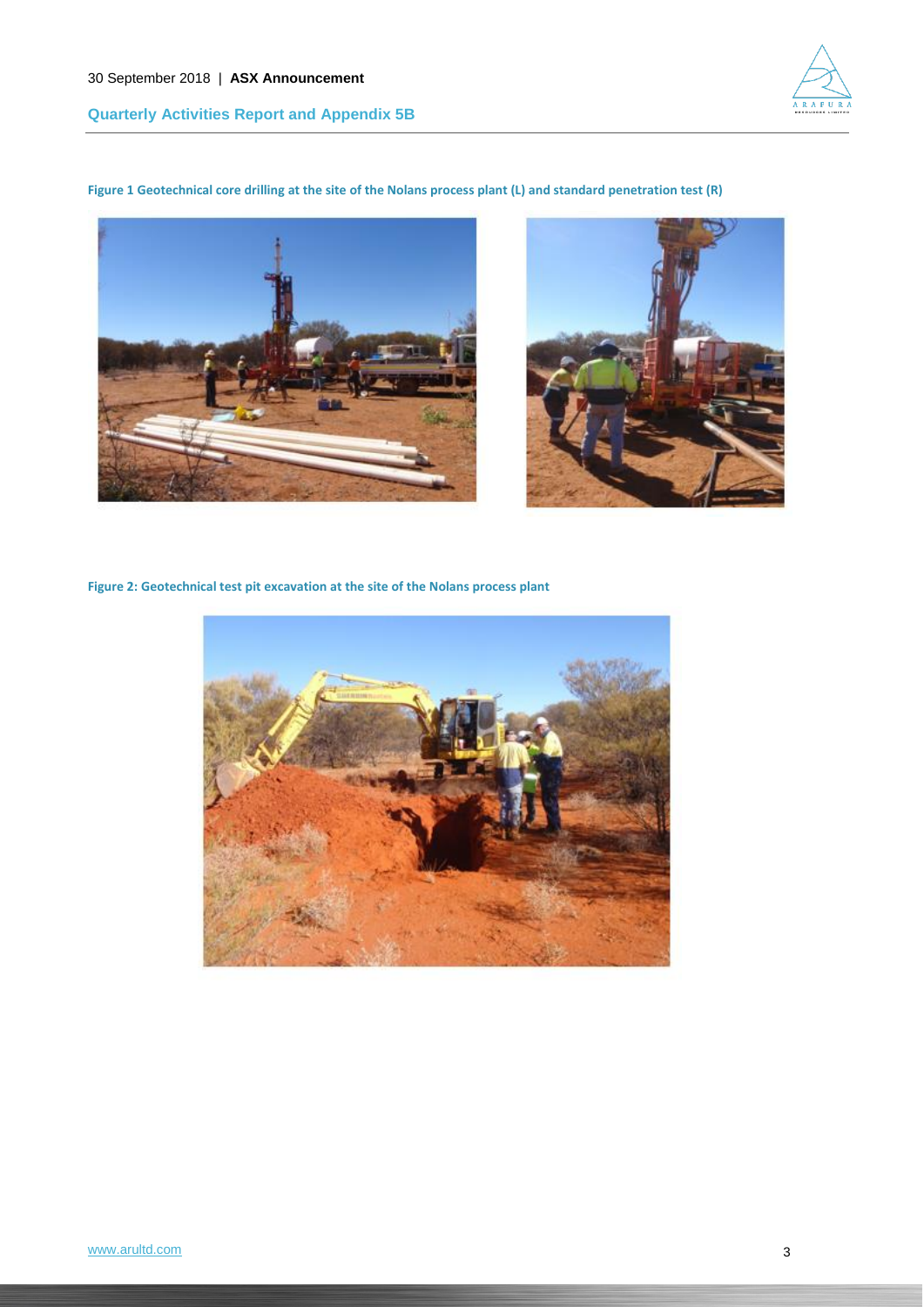**Figure 1 Geotechnical core drilling at the site of the Nolans process plant (L) and standard penetration test (R)**

**Figure 2: Geotechnical test pit excavation at the site of the Nolans process plant**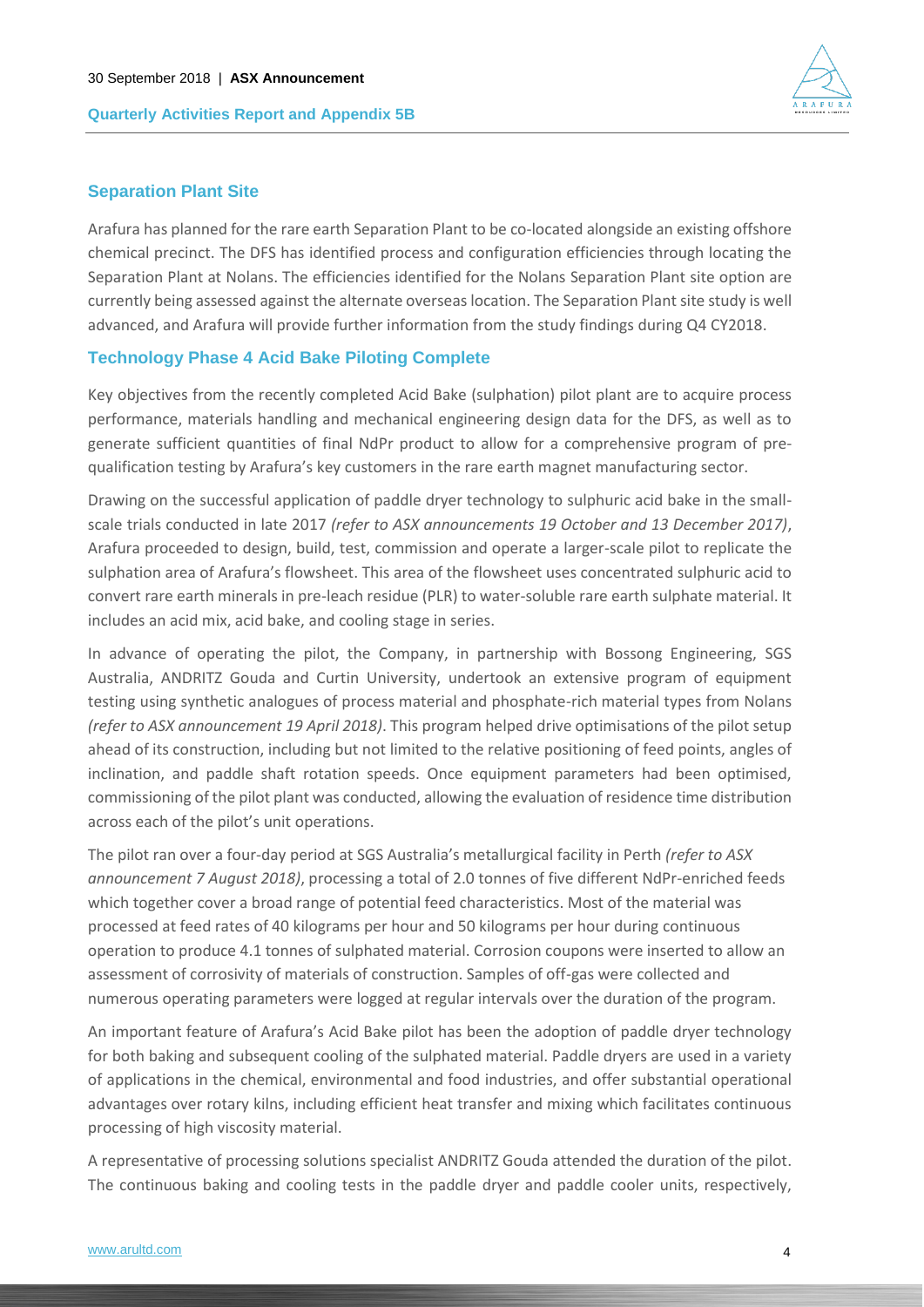## Separation Plant Site

Arafura has planned for the rare earth Separation Plant to be co-located alongside an existing offshore chemical precinct. The DFS has identified process and configuration efficiencies through locating the Separation Plant at Nolans. The efficiencies identified for the Nolans Separation Plant site option are currently being assessed against the alternate overseas location. The Separation Plant site study is well advanced, and Arafura will provide further information from the study findings during Q4 CY2018.

## Technology Phase 4 Acid Bake Piloting Complete

Key objectives from the recently completed Acid Bake (sulphation) pilot plant are to acquire process performance, materials handling and mechanical engineering design data for the DFS, as well as to generate sufficient quantities of final NdPr product to allow for a comprehensive program of pre-qualification testing by Arafura's key customers in the rare earth magnet manufacturing sector.

Drawing on the successful application of paddle dryer technology to sulphuric acid bake in the small-scale trials conducted in late 2017 *(refer to ASX announcements 19 October and 13 December 2017)*, Arafura proceeded to design, build, test, commission and operate a larger-scale pilot to replicate the sulphation area of Arafura's flowsheet. This area of the flowsheet uses concentrated sulphuric acid to convert rare earth minerals in pre-leach residue (PLR) to water-soluble rare earth sulphate material. It includes an acid mix, acid bake, and cooling stage in series.

In advance of operating the pilot, the Company, in partnership with Bossong Engineering, SGS Australia, ANDRITZ Gouda and Curtin University, undertook an extensive program of equipment testing using synthetic analogues of process material and phosphate-rich material types from Nolans *(refer to ASX announcement 19 April 2018)*. This program helped drive optimisations of the pilot setup ahead of its construction, including but not limited to the relative positioning of feed points, angles of inclination, and paddle shaft rotation speeds. Once equipment parameters had been optimised, commissioning of the pilot plant was conducted, allowing the evaluation of residence time distribution across each of the pilot's unit operations.

The pilot ran over a four-day period at SGS Australia's metallurgical facility in Perth *(refer to ASX announcement 7 August 2018)*, processing a total of 2.0 tonnes of five different NdPr-enriched feeds which together cover a broad range of potential feed characteristics. Most of the material was processed at feed rates of 40 kilograms per hour and 50 kilograms per hour during continuous operation to produce 4.1 tonnes of sulphated material. Corrosion coupons were inserted to allow an assessment of corrosivity of materials of construction. Samples of off-gas were collected and numerous operating parameters were logged at regular intervals over the duration of the program.

An important feature of Arafura's Acid Bake pilot has been the adoption of paddle dryer technology for both baking and subsequent cooling of the sulphated material. Paddle dryers are used in a variety of applications in the chemical, environmental and food industries, and offer substantial operational advantages over rotary kilns, including efficient heat transfer and mixing which facilitates continuous processing of high viscosity material.

A representative of processing solutions specialist ANDRITZ Gouda attended the duration of the pilot. The continuous baking and cooling tests in the paddle dryer and paddle cooler units, respectively,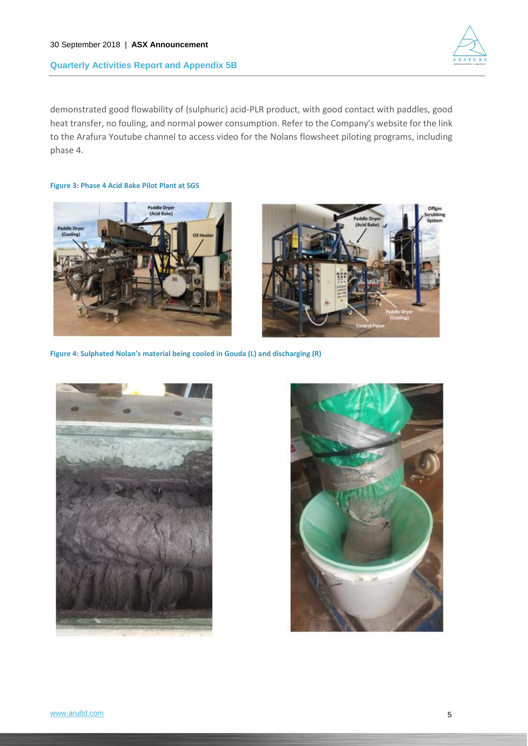demonstrated good flowability of (sulphuric) acid-PLR product, with good contact with paddles, good heat transfer, no fouling, and normal power consumption. Refer to the Company's website for the link to the Arafura Youtube channel to access video for the Nolans flowsheet piloting programs, including phase 4.

**Figure 3: Phase 4 Acid Bake Pilot Plant at SGS**

**Figure 4: Sulphated Nolan's material being cooled in Gouda (L) and discharging (R)**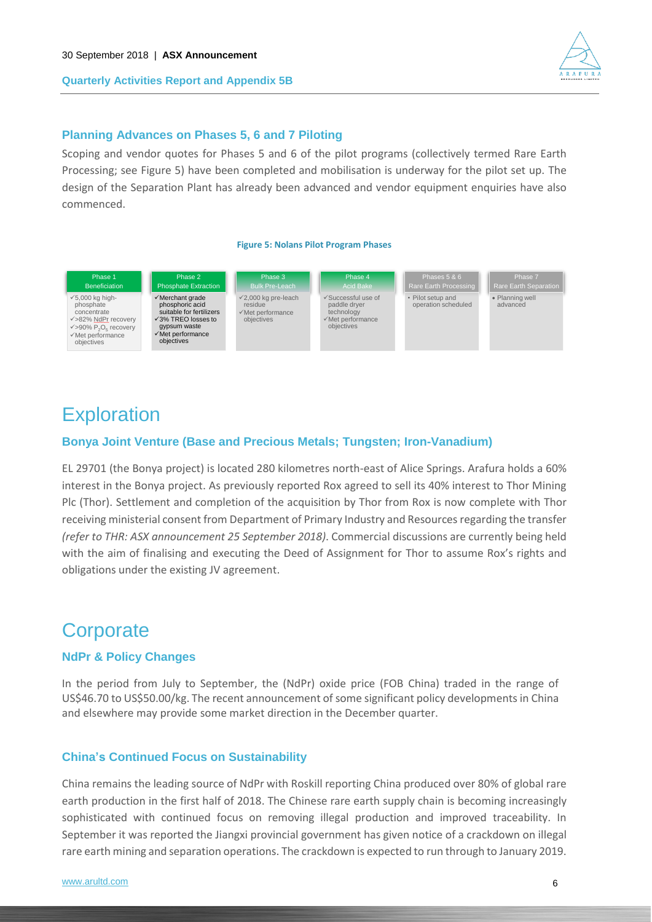### Planning Advances on Phases 5, 6 and 7 Piloting

Scoping and vendor quotes for Phases 5 and 6 of the pilot programs (collectively termed Rare Earth Processing; see Figure 5) have been completed and mobilisation is underway for the pilot set up. The design of the Separation Plant has already been advanced and vendor equipment enquiries have also commenced.

**Figure 5: Nolans Pilot Program Phases**

| Phase 1 Beneficiation | Phase 2 Phosphate Extraction | Phase 3 Bulk Pre-Leach | Phase 4 Acid Bake | Phases 5 & 6 Rare Earth Processing | Phase 7 Rare Earth Separation |
|---|---|---|---|---|---|
| ✓5,000 kg high-phosphate concentrate<br>✓>82% NdPr recovery<br>✓>90% $P_2O_5$ recovery<br>✓Met performance objectives | ✓Merchant grade phosphoric acid suitable for fertilizers<br>✓3% TREO losses to gypsum waste<br>✓Met performance objectives | ✓2,000 kg pre-leach residue<br>✓Met performance objectives | ✓Successful use of paddle dryer technology<br>✓Met performance objectives | • Pilot setup and operation scheduled | • Planning well advanced |

# Exploration

### Bonya Joint Venture (Base and Precious Metals; Tungsten; Iron-Vanadium)

EL 29701 (the Bonya project) is located 280 kilometres north-east of Alice Springs. Arafura holds a 60% interest in the Bonya project. As previously reported Rox agreed to sell its 40% interest to Thor Mining Plc (Thor). Settlement and completion of the acquisition by Thor from Rox is now complete with Thor receiving ministerial consent from Department of Primary Industry and Resources regarding the transfer *(refer to THR: ASX announcement 25 September 2018)*. Commercial discussions are currently being held with the aim of finalising and executing the Deed of Assignment for Thor to assume Rox's rights and obligations under the existing JV agreement.

# Corporate

### NdPr & Policy Changes

In the period from July to September, the (NdPr) oxide price (FOB China) traded in the range of US$46.70 to US$50.00/kg. The recent announcement of some significant policy developments in China and elsewhere may provide some market direction in the December quarter.

### China's Continued Focus on Sustainability

China remains the leading source of NdPr with Roskill reporting China produced over 80% of global rare earth production in the first half of 2018. The Chinese rare earth supply chain is becoming increasingly sophisticated with continued focus on removing illegal production and improved traceability. In September it was reported the Jiangxi provincial government has given notice of a crackdown on illegal rare earth mining and separation operations. The crackdown is expected to run through to January 2019.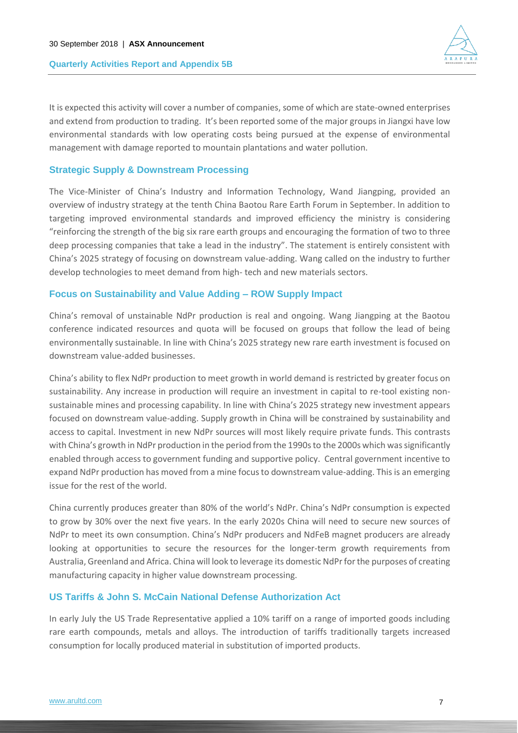It is expected this activity will cover a number of companies, some of which are state-owned enterprises and extend from production to trading. It's been reported some of the major groups in Jiangxi have low environmental standards with low operating costs being pursued at the expense of environmental management with damage reported to mountain plantations and water pollution.

## Strategic Supply & Downstream Processing

The Vice-Minister of China's Industry and Information Technology, Wand Jiangping, provided an overview of industry strategy at the tenth China Baotou Rare Earth Forum in September. In addition to targeting improved environmental standards and improved efficiency the ministry is considering "reinforcing the strength of the big six rare earth groups and encouraging the formation of two to three deep processing companies that take a lead in the industry". The statement is entirely consistent with China's 2025 strategy of focusing on downstream value-adding. Wang called on the industry to further develop technologies to meet demand from high- tech and new materials sectors.

## Focus on Sustainability and Value Adding – ROW Supply Impact

China's removal of unstainable NdPr production is real and ongoing. Wang Jiangping at the Baotou conference indicated resources and quota will be focused on groups that follow the lead of being environmentally sustainable. In line with China's 2025 strategy new rare earth investment is focused on downstream value-added businesses.

China's ability to flex NdPr production to meet growth in world demand is restricted by greater focus on sustainability. Any increase in production will require an investment in capital to re-tool existing non-sustainable mines and processing capability. In line with China's 2025 strategy new investment appears focused on downstream value-adding. Supply growth in China will be constrained by sustainability and access to capital. Investment in new NdPr sources will most likely require private funds. This contrasts with China's growth in NdPr production in the period from the 1990s to the 2000s which was significantly enabled through access to government funding and supportive policy. Central government incentive to expand NdPr production has moved from a mine focus to downstream value-adding. This is an emerging issue for the rest of the world.

China currently produces greater than 80% of the world's NdPr. China's NdPr consumption is expected to grow by 30% over the next five years. In the early 2020s China will need to secure new sources of NdPr to meet its own consumption. China's NdPr producers and NdFeB magnet producers are already looking at opportunities to secure the resources for the longer-term growth requirements from Australia, Greenland and Africa. China will look to leverage its domestic NdPr for the purposes of creating manufacturing capacity in higher value downstream processing.

## US Tariffs & John S. McCain National Defense Authorization Act

In early July the US Trade Representative applied a 10% tariff on a range of imported goods including rare earth compounds, metals and alloys. The introduction of tariffs traditionally targets increased consumption for locally produced material in substitution of imported products.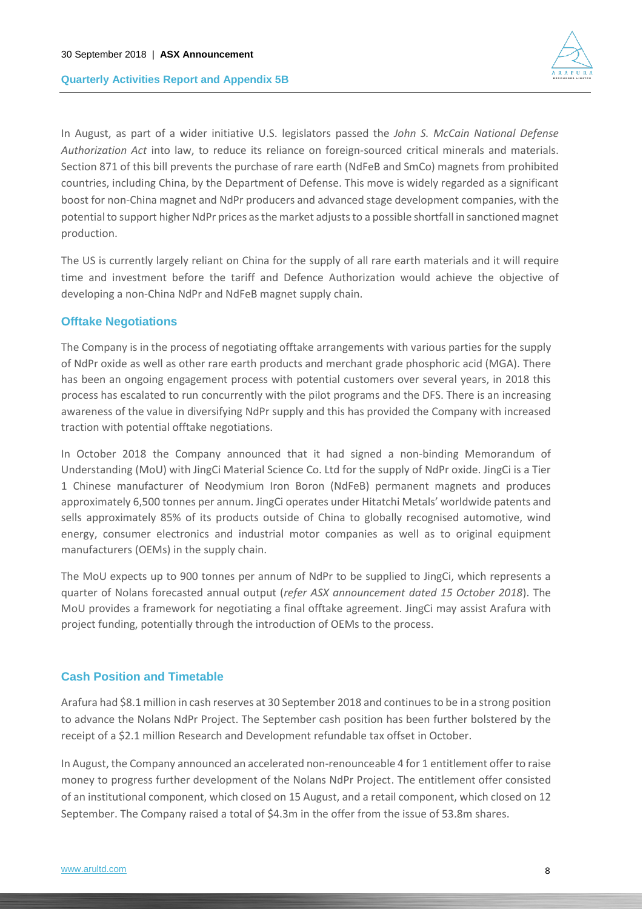In August, as part of a wider initiative U.S. legislators passed the *John S. McCain National Defense Authorization Act* into law, to reduce its reliance on foreign-sourced critical minerals and materials. Section 871 of this bill prevents the purchase of rare earth (NdFeB and SmCo) magnets from prohibited countries, including China, by the Department of Defense. This move is widely regarded as a significant boost for non-China magnet and NdPr producers and advanced stage development companies, with the potential to support higher NdPr prices as the market adjusts to a possible shortfall in sanctioned magnet production.

The US is currently largely reliant on China for the supply of all rare earth materials and it will require time and investment before the tariff and Defence Authorization would achieve the objective of developing a non-China NdPr and NdFeB magnet supply chain.

## Offtake Negotiations

The Company is in the process of negotiating offtake arrangements with various parties for the supply of NdPr oxide as well as other rare earth products and merchant grade phosphoric acid (MGA). There has been an ongoing engagement process with potential customers over several years, in 2018 this process has escalated to run concurrently with the pilot programs and the DFS. There is an increasing awareness of the value in diversifying NdPr supply and this has provided the Company with increased traction with potential offtake negotiations.

In October 2018 the Company announced that it had signed a non-binding Memorandum of Understanding (MoU) with JingCi Material Science Co. Ltd for the supply of NdPr oxide. JingCi is a Tier 1 Chinese manufacturer of Neodymium Iron Boron (NdFeB) permanent magnets and produces approximately 6,500 tonnes per annum. JingCi operates under Hitatchi Metals' worldwide patents and sells approximately 85% of its products outside of China to globally recognised automotive, wind energy, consumer electronics and industrial motor companies as well as to original equipment manufacturers (OEMs) in the supply chain.

The MoU expects up to 900 tonnes per annum of NdPr to be supplied to JingCi, which represents a quarter of Nolans forecasted annual output (*refer ASX announcement dated 15 October 2018*). The MoU provides a framework for negotiating a final offtake agreement. JingCi may assist Arafura with project funding, potentially through the introduction of OEMs to the process.

## Cash Position and Timetable

Arafura had $8.1 million in cash reserves at 30 September 2018 and continues to be in a strong position to advance the Nolans NdPr Project. The September cash position has been further bolstered by the receipt of a $2.1 million Research and Development refundable tax offset in October.

In August, the Company announced an accelerated non-renounceable 4 for 1 entitlement offer to raise money to progress further development of the Nolans NdPr Project. The entitlement offer consisted of an institutional component, which closed on 15 August, and a retail component, which closed on 12 September. The Company raised a total of $4.3m in the offer from the issue of 53.8m shares.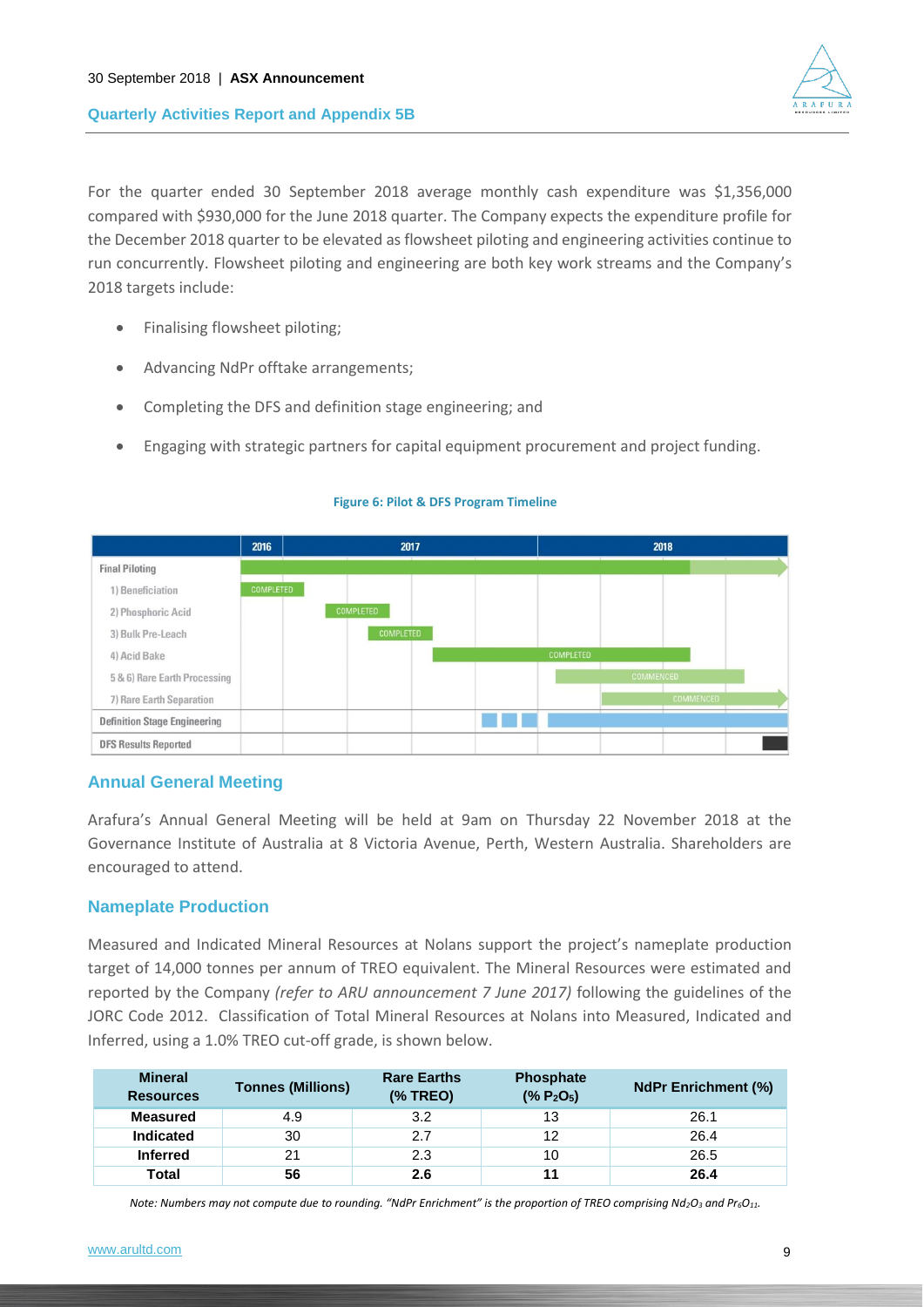For the quarter ended 30 September 2018 average monthly cash expenditure was $1,356,000 compared with $930,000 for the June 2018 quarter. The Company expects the expenditure profile for the December 2018 quarter to be elevated as flowsheet piloting and engineering activities continue to run concurrently. Flowsheet piloting and engineering are both key work streams and the Company's 2018 targets include:

- Finalising flowsheet piloting;
- Advancing NdPr offtake arrangements;
- Completing the DFS and definition stage engineering; and
- Engaging with strategic partners for capital equipment procurement and project funding.

**Figure 6: Pilot & DFS Program Timeline**

| | 2016 | 2017 | 2018 |
|---|---|---|---|
| **Final Piloting** | | | |
| 1) Beneficiation | COMPLETED | | |
| 2) Phosphoric Acid | | COMPLETED | |
| 3) Bulk Pre-Leach | | COMPLETED | |
| 4) Acid Bake | | COMPLETED | COMPLETED |
| 5 & 6) Rare Earth Processing | | | COMMENCED |
| 7) Rare Earth Separation | | | COMMENCED |
| **Definition Stage Engineering** | | | |
| **DFS Results Reported** | | | |

## Annual General Meeting

Arafura's Annual General Meeting will be held at 9am on Thursday 22 November 2018 at the Governance Institute of Australia at 8 Victoria Avenue, Perth, Western Australia. Shareholders are encouraged to attend.

## Nameplate Production

Measured and Indicated Mineral Resources at Nolans support the project's nameplate production target of 14,000 tonnes per annum of TREO equivalent. The Mineral Resources were estimated and reported by the Company *(refer to ARU announcement 7 June 2017)* following the guidelines of the JORC Code 2012. Classification of Total Mineral Resources at Nolans into Measured, Indicated and Inferred, using a 1.0% TREO cut-off grade, is shown below.

| Mineral Resources | Tonnes (Millions) | Rare Earths (% TREO) | Phosphate (% $P_2O_5$) | NdPr Enrichment (%) |
|---|---|---|---|---|
| **Measured** | 4.9 | 3.2 | 13 | 26.1 |
| **Indicated** | 30 | 2.7 | 12 | 26.4 |
| **Inferred** | 21 | 2.3 | 10 | 26.5 |
| **Total** | **56** | **2.6** | **11** | **26.4** |

*Note: Numbers may not compute due to rounding. "NdPr Enrichment" is the proportion of TREO comprising $Nd_2O_3$ and $Pr_6O_{11}$.*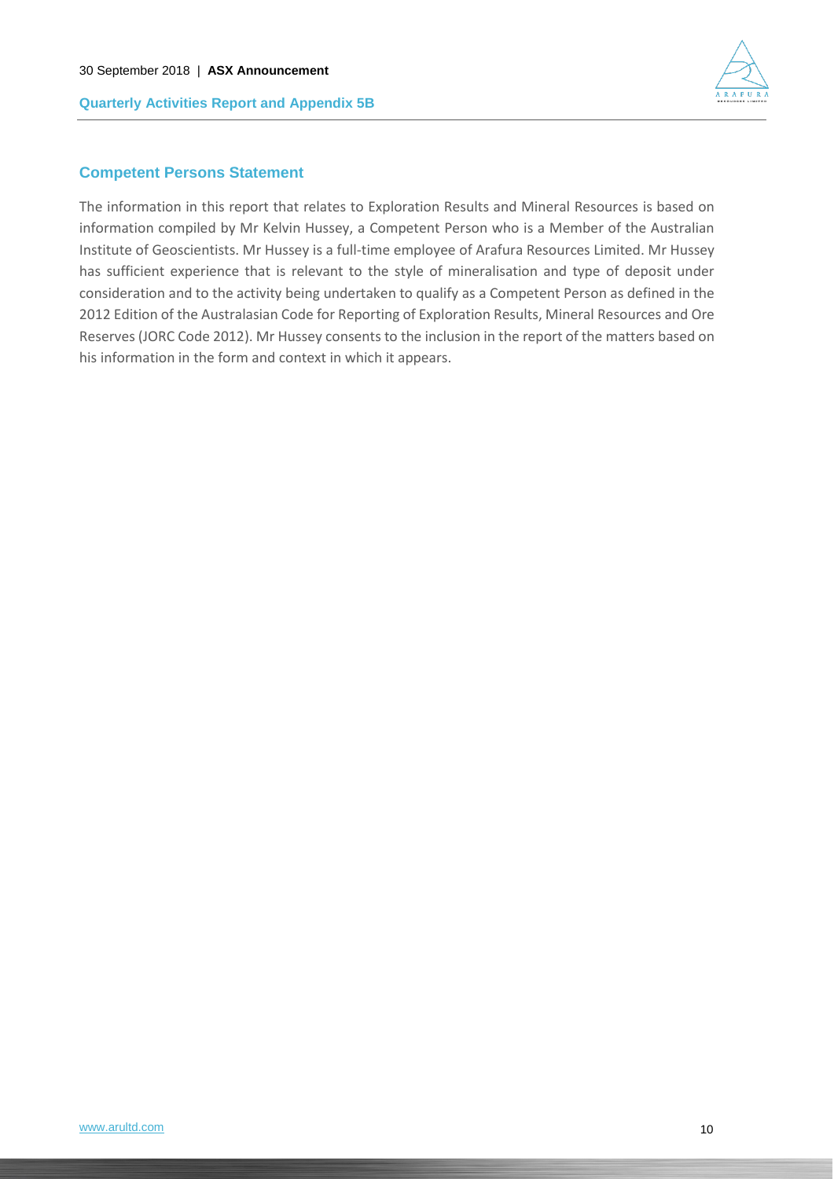## Competent Persons Statement

The information in this report that relates to Exploration Results and Mineral Resources is based on information compiled by Mr Kelvin Hussey, a Competent Person who is a Member of the Australian Institute of Geoscientists. Mr Hussey is a full-time employee of Arafura Resources Limited. Mr Hussey has sufficient experience that is relevant to the style of mineralisation and type of deposit under consideration and to the activity being undertaken to qualify as a Competent Person as defined in the 2012 Edition of the Australasian Code for Reporting of Exploration Results, Mineral Resources and Ore Reserves (JORC Code 2012). Mr Hussey consents to the inclusion in the report of the matters based on his information in the form and context in which it appears.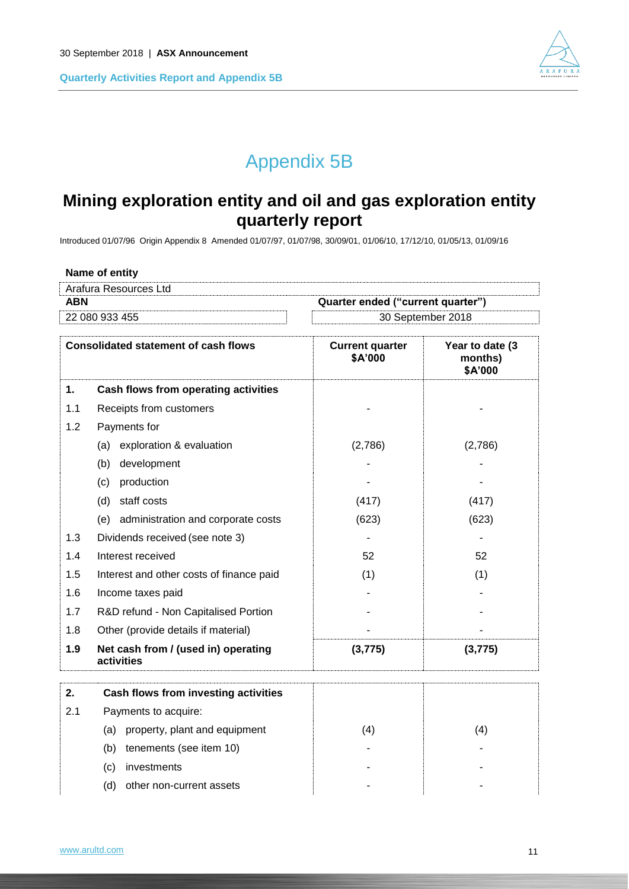# Appendix 5B

## Mining exploration entity and oil and gas exploration entity quarterly report

Introduced 01/07/96 Origin Appendix 8 Amended 01/07/97, 01/07/98, 30/09/01, 01/06/10, 17/12/10, 01/05/13, 01/09/16

| Name of entity | |
|---|---|
| Arafura Resources Ltd | |
| **ABN** | **Quarter ended ("current quarter")** |
| 22 080 933 455 | 30 September 2018 |

| | Consolidated statement of cash flows | Current quarter $A'000 | Year to date (3 months) $A'000 |
|---|---|---|---|
| **1.** | **Cash flows from operating activities** | | |
| 1.1 | Receipts from customers | - | - |
| 1.2 | Payments for | | |
| | (a) exploration & evaluation | (2,786) | (2,786) |
| | (b) development | - | - |
| | (c) production | - | - |
| | (d) staff costs | (417) | (417) |
| | (e) administration and corporate costs | (623) | (623) |
| 1.3 | Dividends received (see note 3) | - | - |
| 1.4 | Interest received | 52 | 52 |
| 1.5 | Interest and other costs of finance paid | (1) | (1) |
| 1.6 | Income taxes paid | - | - |
| 1.7 | R&D refund - Non Capitalised Portion | - | - |
| 1.8 | Other (provide details if material) | - | - |
| **1.9** | **Net cash from / (used in) operating activities** | **(3,775)** | **(3,775)** |
| **2.** | **Cash flows from investing activities** | | |
| 2.1 | Payments to acquire: | | |
| | (a) property, plant and equipment | (4) | (4) |
| | (b) tenements (see item 10) | - | - |
| | (c) investments | - | - |
| | (d) other non-current assets | - | - |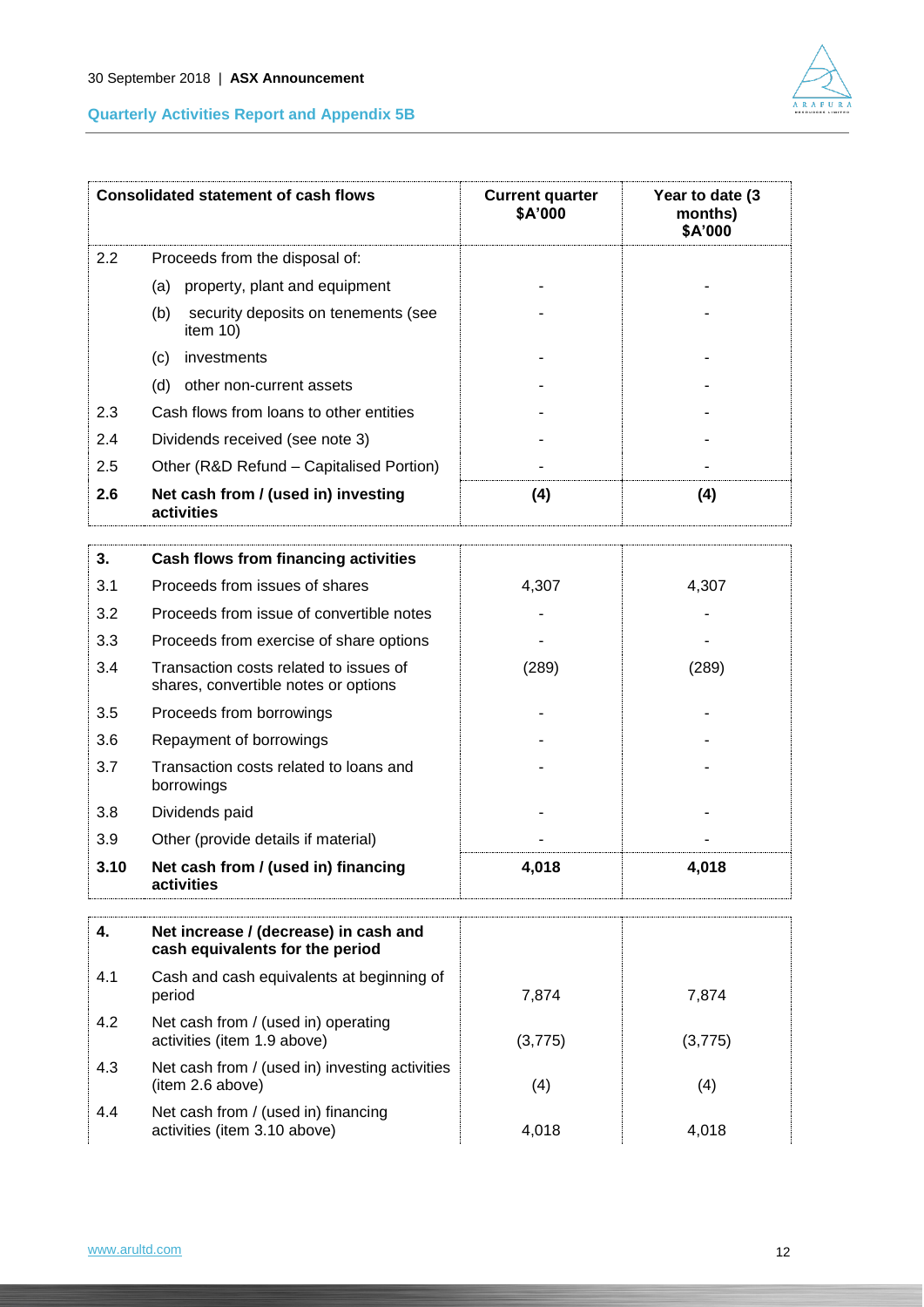| Consolidated statement of cash flows | | Current quarter $A'000 | Year to date (3 months) $A'000 |
|---|---|---|---|
| 2.2 | Proceeds from the disposal of: | | |
| | (a) property, plant and equipment | - | - |
| | (b) security deposits on tenements (see item 10) | - | - |
| | (c) investments | - | - |
| | (d) other non-current assets | - | - |
| 2.3 | Cash flows from loans to other entities | - | - |
| 2.4 | Dividends received (see note 3) | - | - |
| 2.5 | Other (R&D Refund – Capitalised Portion) | - | - |
| **2.6** | **Net cash from / (used in) investing activities** | **(4)** | **(4)** |

| | | | |
|---|---|---|---|
| **3.** | **Cash flows from financing activities** | | |
| 3.1 | Proceeds from issues of shares | 4,307 | 4,307 |
| 3.2 | Proceeds from issue of convertible notes | - | - |
| 3.3 | Proceeds from exercise of share options | - | - |
| 3.4 | Transaction costs related to issues of shares, convertible notes or options | (289) | (289) |
| 3.5 | Proceeds from borrowings | - | - |
| 3.6 | Repayment of borrowings | - | - |
| 3.7 | Transaction costs related to loans and borrowings | - | - |
| 3.8 | Dividends paid | - | - |
| 3.9 | Other (provide details if material) | - | - |
| **3.10** | **Net cash from / (used in) financing activities** | **4,018** | **4,018** |

| | | | |
|---|---|---|---|
| **4.** | **Net increase / (decrease) in cash and cash equivalents for the period** | | |
| 4.1 | Cash and cash equivalents at beginning of period | 7,874 | 7,874 |
| 4.2 | Net cash from / (used in) operating activities (item 1.9 above) | (3,775) | (3,775) |
| 4.3 | Net cash from / (used in) investing activities (item 2.6 above) | (4) | (4) |
| 4.4 | Net cash from / (used in) financing activities (item 3.10 above) | 4,018 | 4,018 |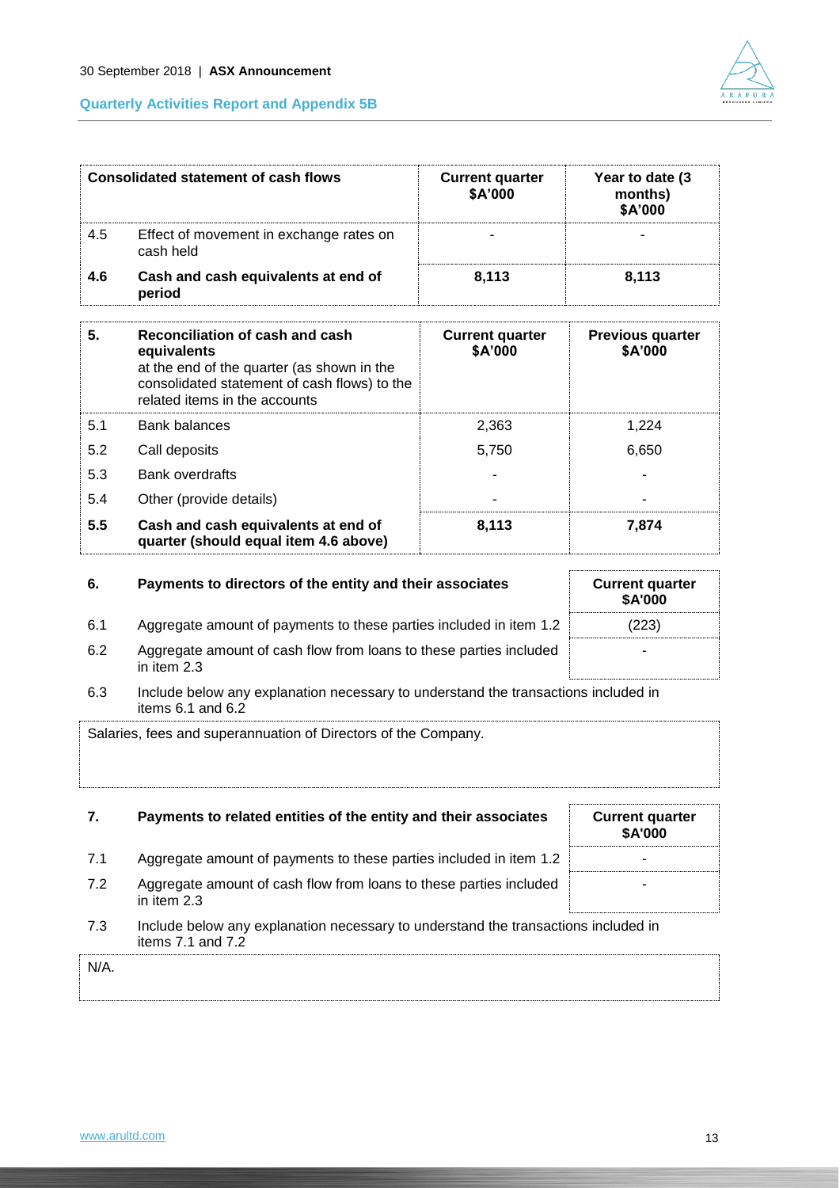| | Consolidated statement of cash flows | Current quarter $A'000 | Year to date (3 months) $A'000 |
|---|---|---|---|
| 4.5 | Effect of movement in exchange rates on cash held | - | - |
| **4.6** | **Cash and cash equivalents at end of period** | **8,113** | **8,113** |

| **5.** | **Reconciliation of cash and cash equivalents** at the end of the quarter (as shown in the consolidated statement of cash flows) to the related items in the accounts | **Current quarter $A'000** | **Previous quarter $A'000** |
|---|---|---|---|
| 5.1 | Bank balances | 2,363 | 1,224 |
| 5.2 | Call deposits | 5,750 | 6,650 |
| 5.3 | Bank overdrafts | - | - |
| 5.4 | Other (provide details) | - | - |
| **5.5** | **Cash and cash equivalents at end of quarter (should equal item 4.6 above)** | **8,113** | **7,874** |

| **6.** | **Payments to directors of the entity and their associates** | **Current quarter $A'000** |
|---|---|---|
| 6.1 | Aggregate amount of payments to these parties included in item 1.2 | (223) |
| 6.2 | Aggregate amount of cash flow from loans to these parties included in item 2.3 | - |

6.3 Include below any explanation necessary to understand the transactions included in items 6.1 and 6.2

Salaries, fees and superannuation of Directors of the Company.

| **7.** | **Payments to related entities of the entity and their associates** | **Current quarter $A'000** |
|---|---|---|
| 7.1 | Aggregate amount of payments to these parties included in item 1.2 | - |
| 7.2 | Aggregate amount of cash flow from loans to these parties included in item 2.3 | - |

7.3 Include below any explanation necessary to understand the transactions included in items 7.1 and 7.2

N/A.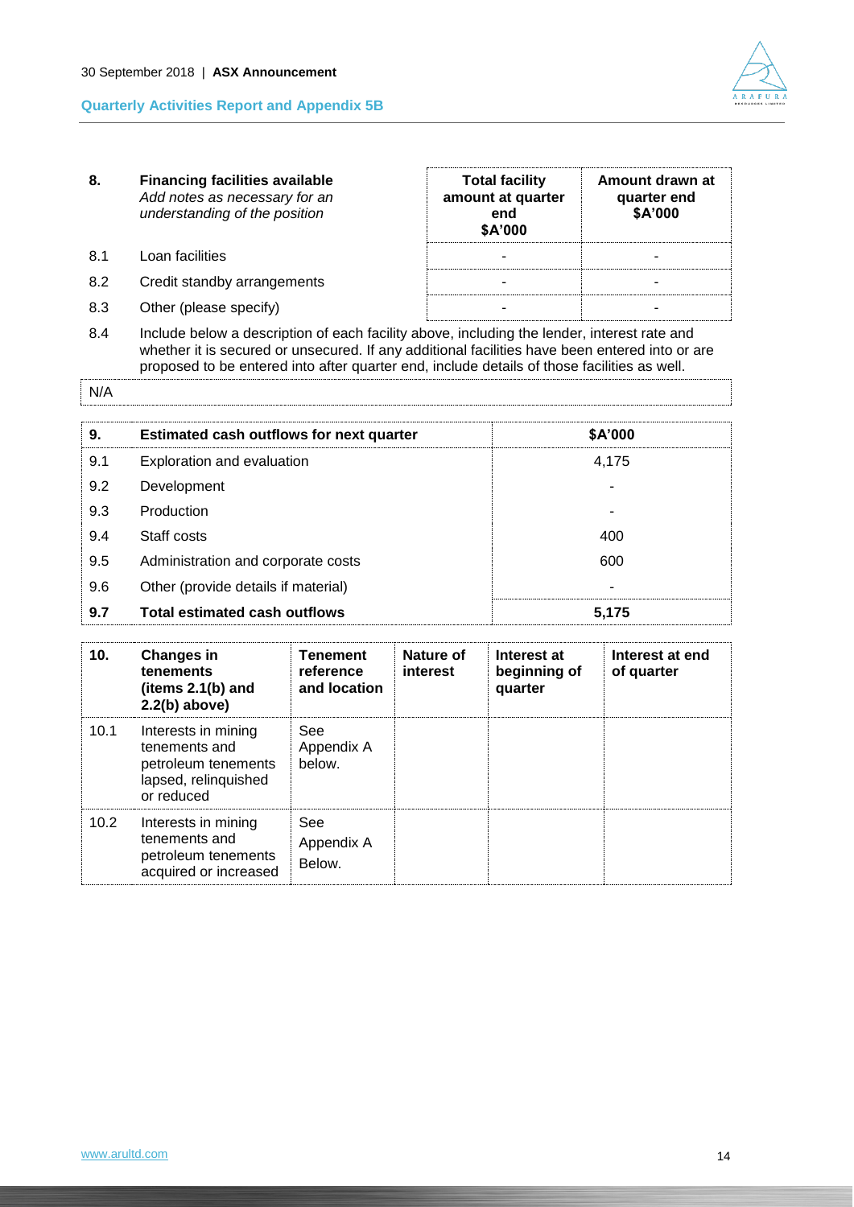| 8. | Financing facilities available *Add notes as necessary for an understanding of the position* | Total facility amount at quarter end $A'000 | Amount drawn at quarter end $A'000 |
|---|---|---|---|
| 8.1 | Loan facilities | - | - |
| 8.2 | Credit standby arrangements | - | - |
| 8.3 | Other (please specify) | - | - |

8.4 Include below a description of each facility above, including the lender, interest rate and whether it is secured or unsecured. If any additional facilities have been entered into or are proposed to be entered into after quarter end, include details of those facilities as well.

N/A

| 9. | Estimated cash outflows for next quarter | $A'000 |
|---|---|---|
| 9.1 | Exploration and evaluation | 4,175 |
| 9.2 | Development | - |
| 9.3 | Production | - |
| 9.4 | Staff costs | 400 |
| 9.5 | Administration and corporate costs | 600 |
| 9.6 | Other (provide details if material) | - |
| **9.7** | **Total estimated cash outflows** | **5,175** |

| 10. | Changes in tenements (items 2.1(b) and 2.2(b) above) | Tenement reference and location | Nature of interest | Interest at beginning of quarter | Interest at end of quarter |
|---|---|---|---|---|---|
| 10.1 | Interests in mining tenements and petroleum tenements lapsed, relinquished or reduced | See Appendix A below. | | | |
| 10.2 | Interests in mining tenements and petroleum tenements acquired or increased | See Appendix A Below. | | | |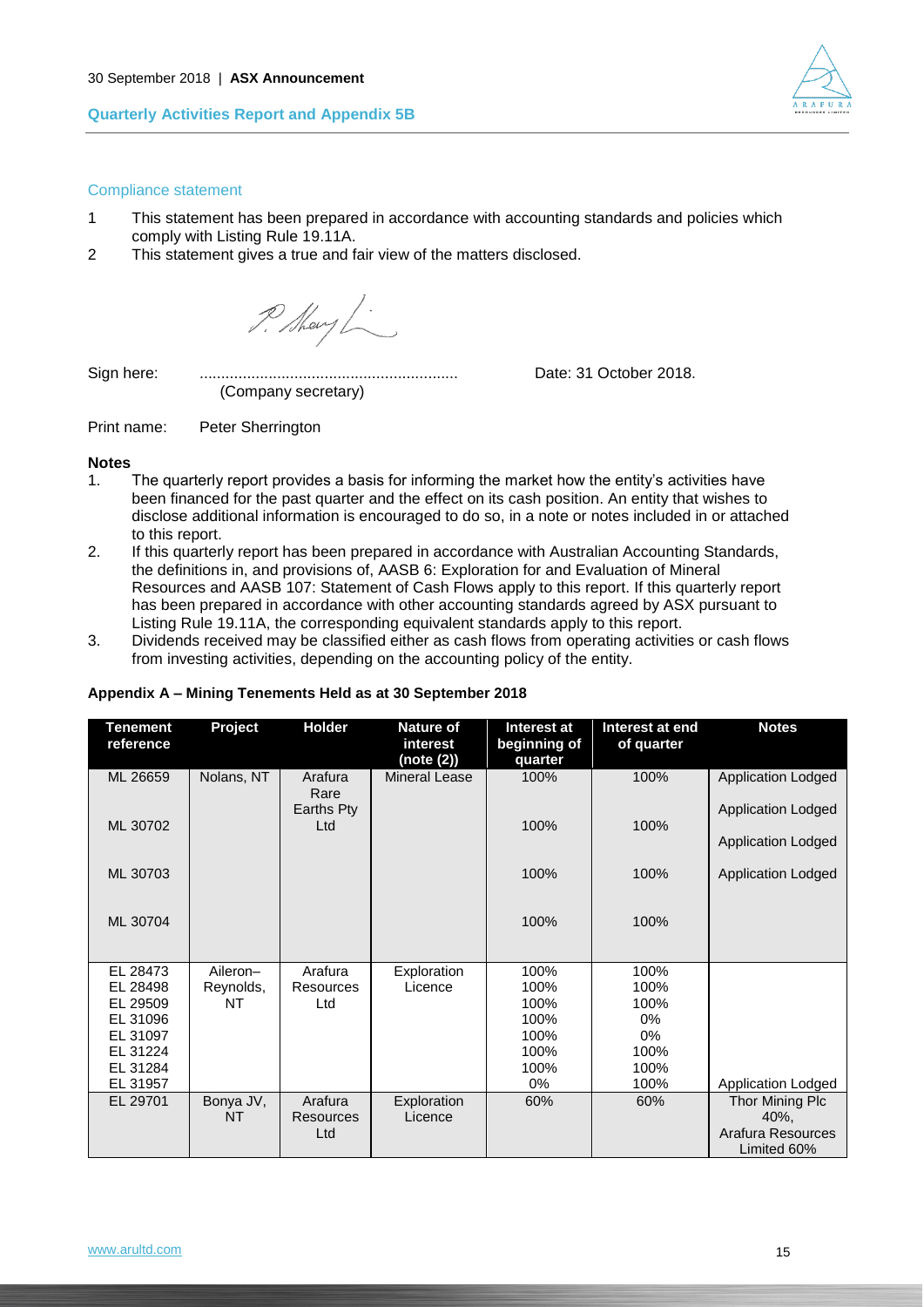## Compliance statement

1. This statement has been prepared in accordance with accounting standards and policies which comply with Listing Rule 19.11A.
2. This statement gives a true and fair view of the matters disclosed.

Sign here: ............................................................ (Company secretary) Date: 31 October 2018.

Print name: Peter Sherrington

**Notes**

1. The quarterly report provides a basis for informing the market how the entity's activities have been financed for the past quarter and the effect on its cash position. An entity that wishes to disclose additional information is encouraged to do so, in a note or notes included in or attached to this report.
2. If this quarterly report has been prepared in accordance with Australian Accounting Standards, the definitions in, and provisions of, AASB 6: Exploration for and Evaluation of Mineral Resources and AASB 107: Statement of Cash Flows apply to this report. If this quarterly report has been prepared in accordance with other accounting standards agreed by ASX pursuant to Listing Rule 19.11A, the corresponding equivalent standards apply to this report.
3. Dividends received may be classified either as cash flows from operating activities or cash flows from investing activities, depending on the accounting policy of the entity.

**Appendix A – Mining Tenements Held as at 30 September 2018**

| Tenement reference | Project | Holder | Nature of interest (note (2)) | Interest at beginning of quarter | Interest at end of quarter | Notes |
|---|---|---|---|---|---|---|
| ML 26659 | Nolans, NT | Arafura Rare Earths Pty Ltd | Mineral Lease | 100% | 100% | Application Lodged |
| ML 30702 | | | | 100% | 100% | Application Lodged |
| ML 30703 | | | | 100% | 100% | Application Lodged |
| ML 30704 | | | | 100% | 100% | Application Lodged |
| EL 28473 | Aileron–Reynolds, NT | Arafura Resources Ltd | Exploration Licence | 100% | 100% | |
| EL 28498 | | | | 100% | 100% | |
| EL 29509 | | | | 100% | 100% | |
| EL 31096 | | | | 100% | 0% | |
| EL 31097 | | | | 100% | 0% | |
| EL 31224 | | | | 100% | 100% | |
| EL 31284 | | | | 100% | 100% | |
| EL 31957 | | | | 0% | 100% | Application Lodged |
| EL 29701 | Bonya JV, NT | Arafura Resources Ltd | Exploration Licence | 60% | 60% | Thor Mining Plc 40%, Arafura Resources Limited 60% |